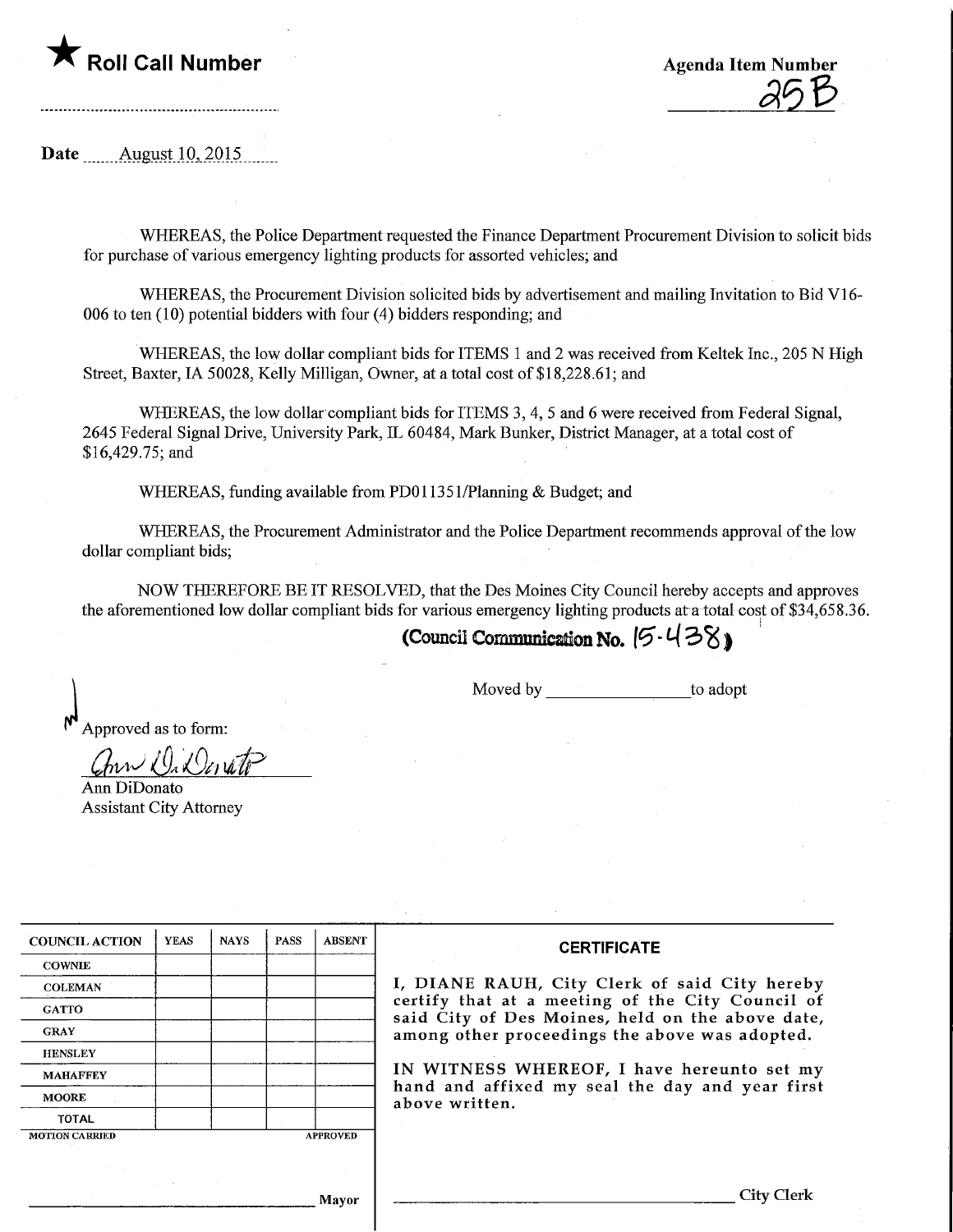★ **Roll Call Number**

Agenda Item Number

25B

Date August 10, 2015

WHEREAS, the Police Department requested the Finance Department Procurement Division to solicit bids for purchase of various emergency lighting products for assorted vehicles; and

WHEREAS, the Procurement Division solicited bids by advertisement and mailing Invitation to Bid V16-006 to ten (10) potential bidders with four (4) bidders responding; and

WHEREAS, the low dollar compliant bids for ITEMS 1 and 2 was received from Keltek Inc., 205 N High Street, Baxter, IA 50028, Kelly Milligan, Owner, at a total cost of $18,228.61; and

WHEREAS, the low dollar compliant bids for ITEMS 3, 4, 5 and 6 were received from Federal Signal, 2645 Federal Signal Drive, University Park, IL 60484, Mark Bunker, District Manager, at a total cost of $16,429.75; and

WHEREAS, funding available from PD011351/Planning & Budget; and

WHEREAS, the Procurement Administrator and the Police Department recommends approval of the low dollar compliant bids;

NOW THEREFORE BE IT RESOLVED, that the Des Moines City Council hereby accepts and approves the aforementioned low dollar compliant bids for various emergency lighting products at a total cost of $34,658.36.

**(Council Communication No. 15-438)**

Moved by ________________ to adopt

Approved as to form:

Ann DiDonato
Assistant City Attorney

| COUNCIL ACTION | YEAS | NAYS | PASS | ABSENT |
|---|---|---|---|---|
| COWNIE | | | | |
| COLEMAN | | | | |
| GATTO | | | | |
| GRAY | | | | |
| HENSLEY | | | | |
| MAHAFFEY | | | | |
| MOORE | | | | |
| TOTAL | | | | |
| MOTION CARRIED | | | | APPROVED |

________________ Mayor

**CERTIFICATE**

I, DIANE RAUH, City Clerk of said City hereby certify that at a meeting of the City Council of said City of Des Moines, held on the above date, among other proceedings the above was adopted.

IN WITNESS WHEREOF, I have hereunto set my hand and affixed my seal the day and year first above written.

________________ City Clerk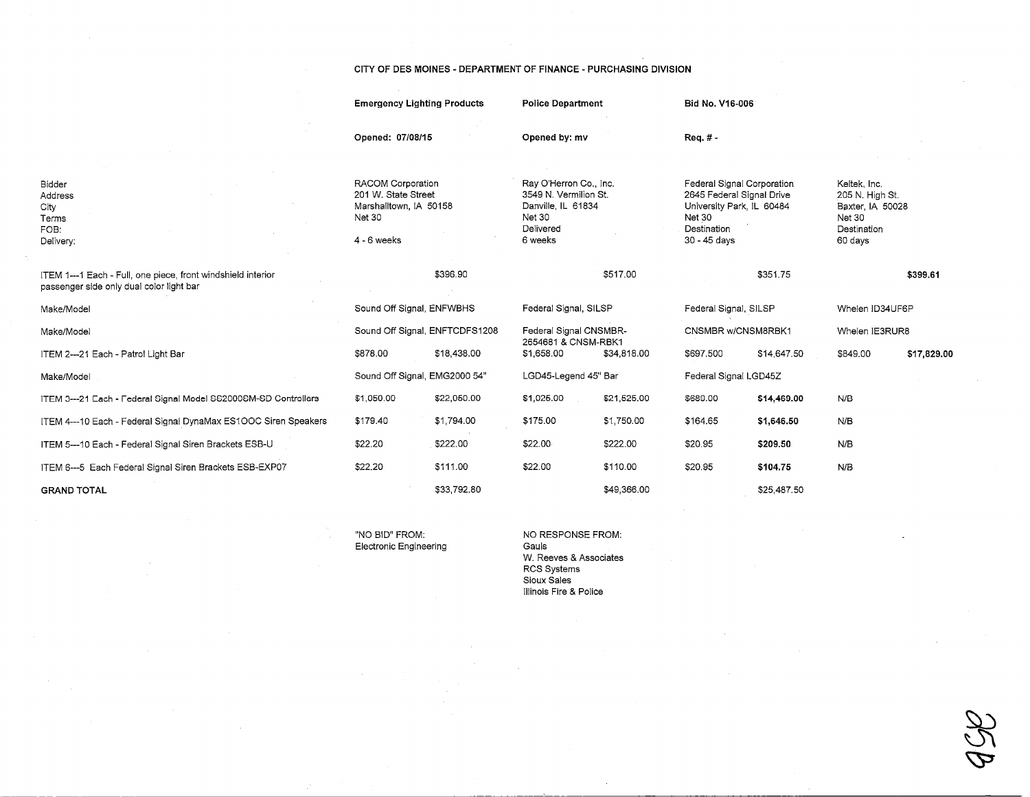CITY OF DES MOINES - DEPARTMENT OF FINANCE - PURCHASING DIVISION

**Emergency Lighting Products** | **Police Department** | **Bid No. V16-006**

**Opened: 07/08/15** | **Opened by: mv** | **Req. # -**

| | | | | | | | | |
|---|---|---|---|---|---|---|---|---|
| Bidder | RACOM Corporation | | Ray O'Herron Co., Inc. | | Federal Signal Corporation | | Keltek, Inc. | |
| Address | 201 W. State Street | | 3549 N. Vermilion St. | | 2645 Federal Signal Drive | | 205 N. High St. | |
| City | Marshalltown, IA 50158 | | Danville, IL 61834 | | University Park, IL 60484 | | Baxter, IA 50028 | |
| Terms | Net 30 | | Net 30 | | Net 30 | | Net 30 | |
| FOB: | | | Delivered | | Destination | | Destination | |
| Delivery: | 4 - 6 weeks | | 6 weeks | | 30 - 45 days | | 60 days | |
| ITEM 1---1 Each - Full, one piece, front windshield interior passenger side only dual color light bar | | $396.90 | | $517.00 | | $351.75 | | **$399.61** |
| Make/Model | Sound Off Signal, ENFWBHS | | Federal Signal, SILSP | | Federal Signal, SILSP | | Whelen ID34UF6P | |
| Make/Model | Sound Off Signal, ENFTCDFS1208 | | Federal Signal CNSMBR-2654681 & CNSM-RBK1 | | CNSMBR w/CNSM8RBK1 | | Whelen IE3RUR8 | |
| ITEM 2---21 Each - Patrol Light Bar | $878.00 | $18,438.00 | $1,658.00 | $34,818.00 | $697.500 | $14,647.50 | $849.00 | **$17,829.00** |
| Make/Model | Sound Off Signal, EMG2000 54" | | LGD45-Legend 45" Bar | | Federal Signal LGD45Z | | | |
| ITEM 3---21 Each - Federal Signal Model SS2000SM-SD Controllers | $1,050.00 | $22,050.00 | $1,025.00 | $21,525.00 | $689.00 | **$14,469.00** | N/B | |
| ITEM 4---10 Each - Federal Signal DynaMax ES100C Siren Speakers | $179.40 | $1,794.00 | $175.00 | $1,750.00 | $164.65 | **$1,646.50** | N/B | |
| ITEM 5---10 Each - Federal Signal Siren Brackets ESB-U | $22.20 | $222.00 | $22.00 | $222.00 | $20.95 | **$209.50** | N/B | |
| ITEM 6---5 Each Federal Signal Siren Brackets ESB-EXP07 | $22.20 | $111.00 | $22.00 | $110.00 | $20.95 | **$104.75** | N/B | |
| **GRAND TOTAL** | | $33,792.80 | | $49,366.00 | | $25,487.50 | | |

"NO BID" FROM:
Electronic Engineering

NO RESPONSE FROM:
Gauls
W. Reeves & Associates
RCS Systems
Sioux Sales
Illinois Fire & Police

25B